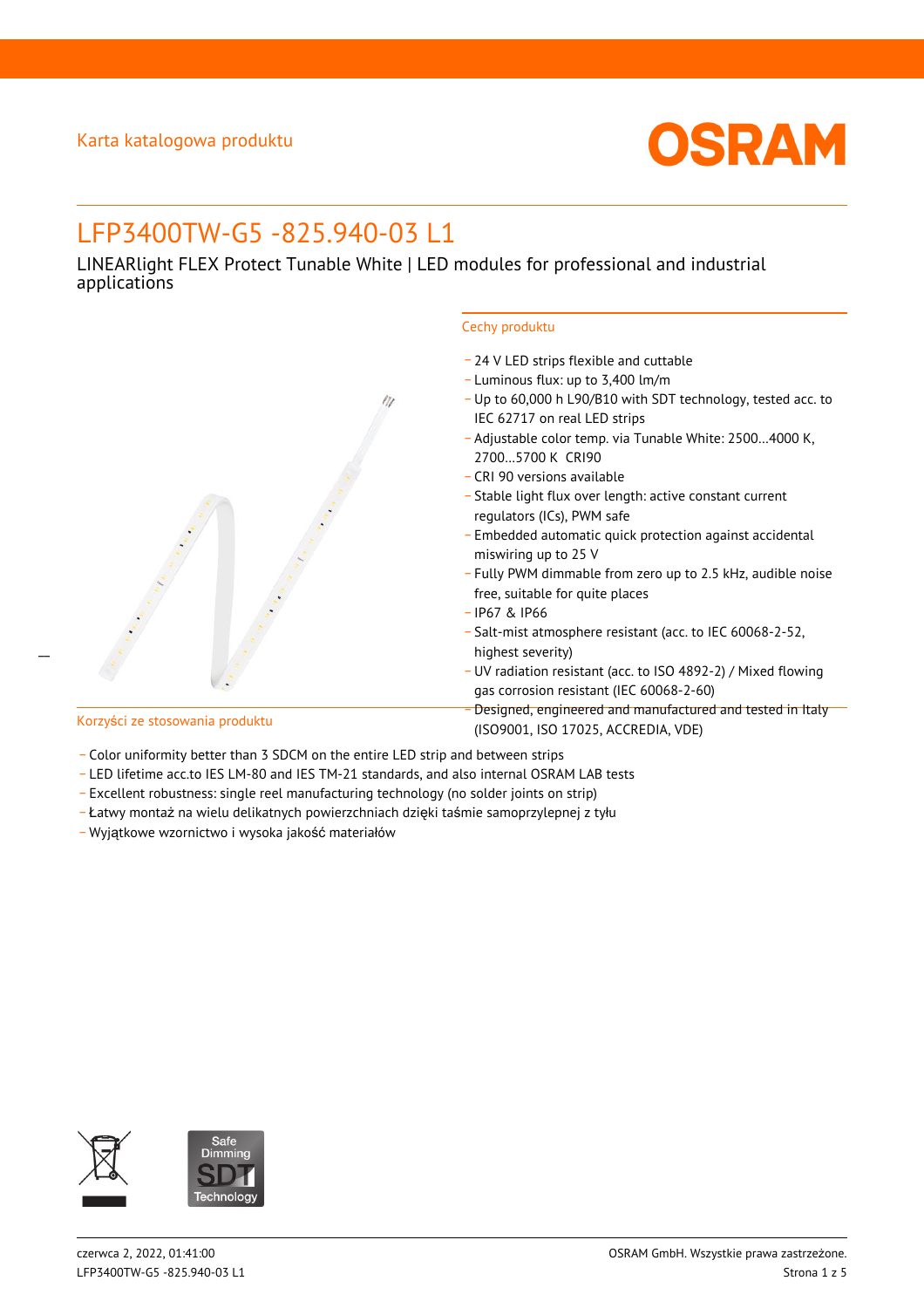Karta katalogowa produktu

# LFP3400TW-G5 -825.940-03 L1

LINEARlight FLEX Protect Tunable White | LED modules for professional and industrial applications

## Cechy produktu

- 24 V LED strips flexible and cuttable
- Luminous flux: up to 3,400 lm/m
- Up to 60,000 h L90/B10 with SDT technology, tested acc. to IEC 62717 on real LED strips
- Adjustable color temp. via Tunable White: 2500…4000 K, 2700…5700 K CRI90
- CRI 90 versions available
- Stable light flux over length: active constant current regulators (ICs), PWM safe
- Embedded automatic quick protection against accidental miswiring up to 25 V
- Fully PWM dimmable from zero up to 2.5 kHz, audible noise free, suitable for quite places
- IP67 & IP66
- Salt-mist atmosphere resistant (acc. to IEC 60068-2-52, highest severity)
- UV radiation resistant (acc. to ISO 4892-2) / Mixed flowing gas corrosion resistant (IEC 60068-2-60)
- Designed, engineered and manufactured and tested in Italy (ISO9001, ISO 17025, ACCREDIA, VDE)

## Korzyści ze stosowania produktu

- Color uniformity better than 3 SDCM on the entire LED strip and between strips
- LED lifetime acc.to IES LM-80 and IES TM-21 standards, and also internal OSRAM LAB tests
- Excellent robustness: single reel manufacturing technology (no solder joints on strip)
- Łatwy montaż na wielu delikatnych powierzchniach dzięki taśmie samoprzylepnej z tyłu
- Wyjątkowe wzornictwo i wysoka jakość materiałów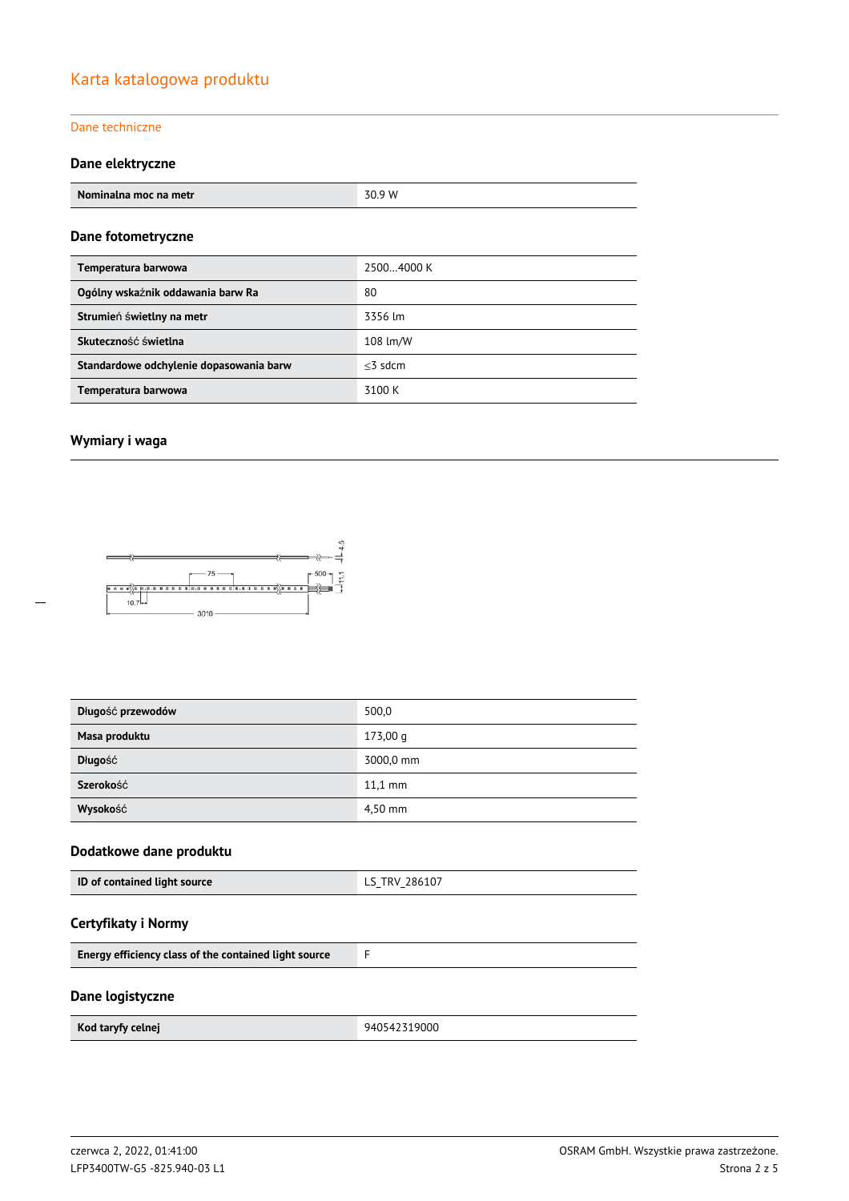# Karta katalogowa produktu

Dane techniczne

## Dane elektryczne

| Nominalna moc na metr | 30.9 W |
|---|---|

## Dane fotometryczne

| Temperatura barwowa | 2500…4000 K |
|---|---|
| Ogólny wskaźnik oddawania barw Ra | 80 |
| Strumień świetlny na metr | 3356 lm |
| Skuteczność świetlna | 108 lm/W |
| Standardowe odchylenie dopasowania barw | ≤3 sdcm |
| Temperatura barwowa | 3100 K |

## Wymiary i waga

| Długość przewodów | 500,0 |
|---|---|
| Masa produktu | 173,00 g |
| Długość | 3000,0 mm |
| Szerokość | 11,1 mm |
| Wysokość | 4,50 mm |

## Dodatkowe dane produktu

| ID of contained light source | LS_TRV_286107 |
|---|---|

## Certyfikaty i Normy

| Energy efficiency class of the contained light source | F |
|---|---|

## Dane logistyczne

| Kod taryfy celnej | 940542319000 |
|---|---|

czerwca 2, 2022, 01:41:00
LFP3400TW-G5 -825.940-03 L1

OSRAM GmbH. Wszystkie prawa zastrzeżone.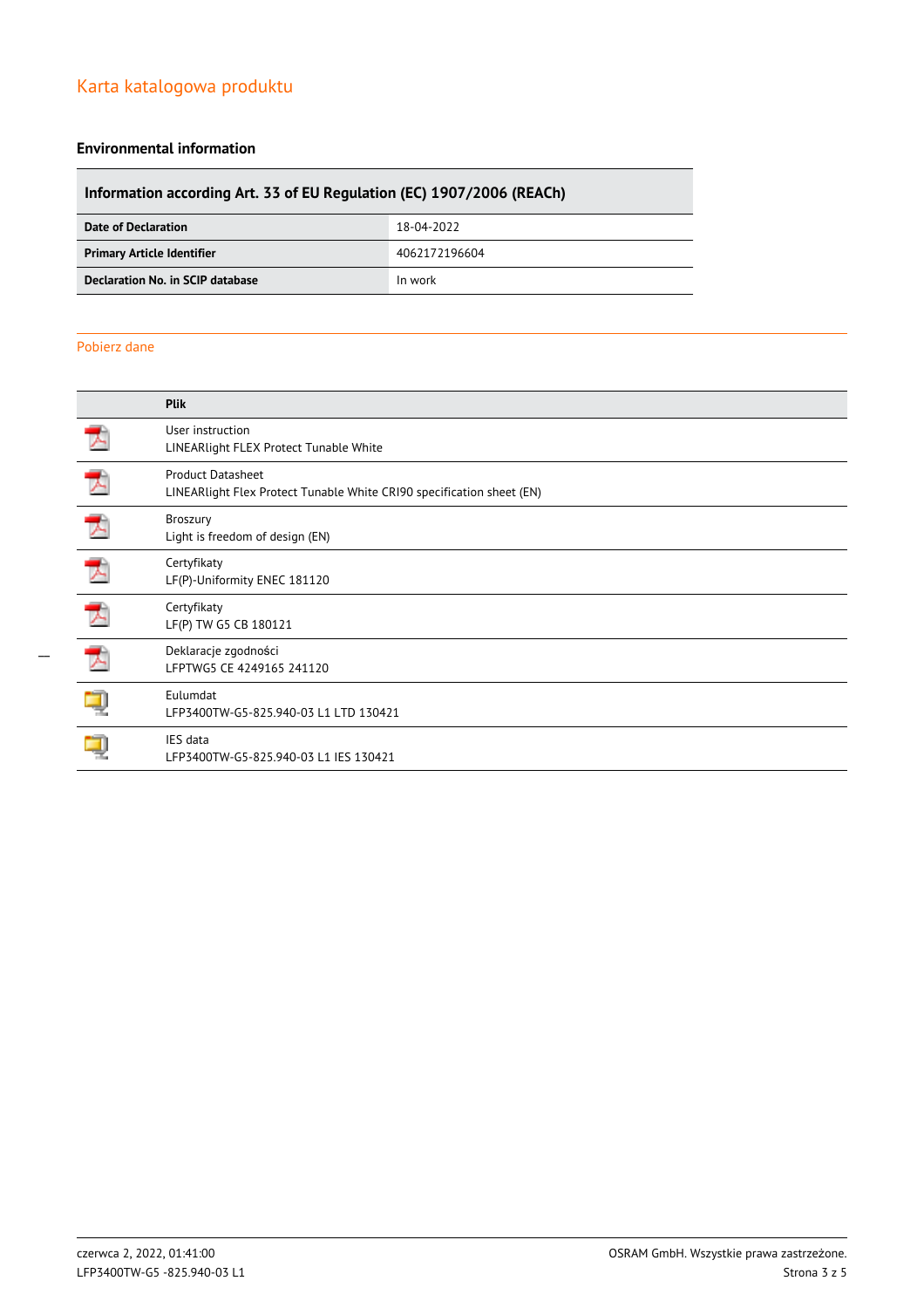# Karta katalogowa produktu

## Environmental information

| Information according Art. 33 of EU Regulation (EC) 1907/2006 (REACh) | |
|---|---|
| **Date of Declaration** | 18-04-2022 |
| **Primary Article Identifier** | 4062172196604 |
| **Declaration No. in SCIP database** | In work |

## Pobierz dane

| | Plik |
|---|---|
| | User instruction<br>LINEARlight FLEX Protect Tunable White |
| | Product Datasheet<br>LINEARlight Flex Protect Tunable White CRI90 specification sheet (EN) |
| | Broszury<br>Light is freedom of design (EN) |
| | Certyfikaty<br>LF(P)-Uniformity ENEC 181120 |
| | Certyfikaty<br>LF(P) TW G5 CB 180121 |
| | Deklaracje zgodności<br>LFPTWG5 CE 4249165 241120 |
| | Eulumdat<br>LFP3400TW-G5-825.940-03 L1 LTD 130421 |
| | IES data<br>LFP3400TW-G5-825.940-03 L1 IES 130421 |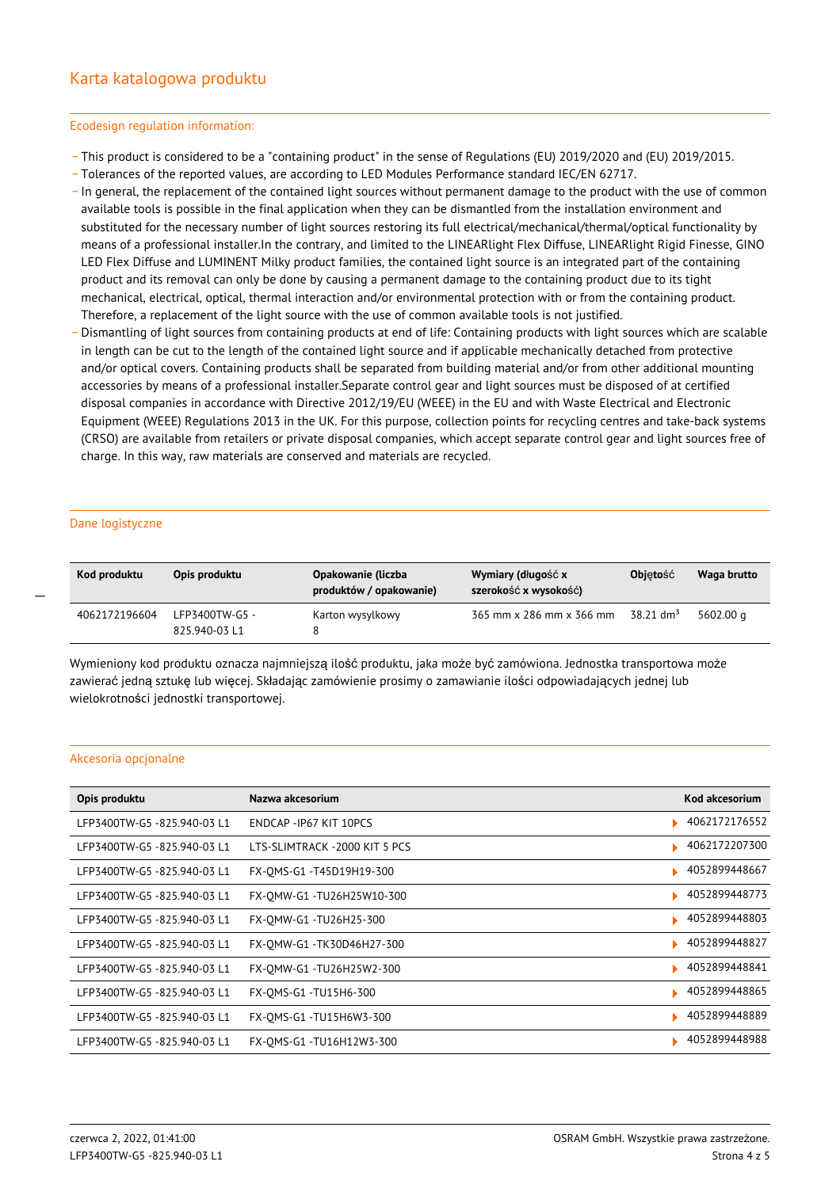# Karta katalogowa produktu

## Ecodesign regulation information:

- This product is considered to be a "containing product" in the sense of Regulations (EU) 2019/2020 and (EU) 2019/2015.
- Tolerances of the reported values, are according to LED Modules Performance standard IEC/EN 62717.
- In general, the replacement of the contained light sources without permanent damage to the product with the use of common available tools is possible in the final application when they can be dismantled from the installation environment and substituted for the necessary number of light sources restoring its full electrical/mechanical/thermal/optical functionality by means of a professional installer.In the contrary, and limited to the LINEARlight Flex Diffuse, LINEARlight Rigid Finesse, GINO LED Flex Diffuse and LUMINENT Milky product families, the contained light source is an integrated part of the containing product and its removal can only be done by causing a permanent damage to the containing product due to its tight mechanical, electrical, optical, thermal interaction and/or environmental protection with or from the containing product. Therefore, a replacement of the light source with the use of common available tools is not justified.
- Dismantling of light sources from containing products at end of life: Containing products with light sources which are scalable in length can be cut to the length of the contained light source and if applicable mechanically detached from protective and/or optical covers. Containing products shall be separated from building material and/or from other additional mounting accessories by means of a professional installer.Separate control gear and light sources must be disposed of at certified disposal companies in accordance with Directive 2012/19/EU (WEEE) in the EU and with Waste Electrical and Electronic Equipment (WEEE) Regulations 2013 in the UK. For this purpose, collection points for recycling centres and take-back systems (CRSO) are available from retailers or private disposal companies, which accept separate control gear and light sources free of charge. In this way, raw materials are conserved and materials are recycled.

## Dane logistyczne

| Kod produktu | Opis produktu | Opakowanie (liczba produktów / opakowanie) | Wymiary (długość x szerokość x wysokość) | Objętość | Waga brutto |
|---|---|---|---|---|---|
| 4062172196604 | LFP3400TW-G5 - 825.940-03 L1 | Karton wysyłkowy 8 | 365 mm x 286 mm x 366 mm | 38.21 dm³ | 5602.00 g |

Wymieniony kod produktu oznacza najmniejszą ilość produktu, jaka może być zamówiona. Jednostka transportowa może zawierać jedną sztukę lub więcej. Składając zamówienie prosimy o zamawianie ilości odpowiadających jednej lub wielokrotności jednostki transportowej.

## Akcesoria opcjonalne

| Opis produktu | Nazwa akcesorium | Kod akcesorium |
|---|---|---|
| LFP3400TW-G5 -825.940-03 L1 | ENDCAP -IP67 KIT 10PCS | 4062172176552 |
| LFP3400TW-G5 -825.940-03 L1 | LTS-SLIMTRACK -2000 KIT 5 PCS | 4062172207300 |
| LFP3400TW-G5 -825.940-03 L1 | FX-QMS-G1 -T45D19H19-300 | 4052899448667 |
| LFP3400TW-G5 -825.940-03 L1 | FX-QMW-G1 -TU26H25W10-300 | 4052899448773 |
| LFP3400TW-G5 -825.940-03 L1 | FX-QMW-G1 -TU26H25-300 | 4052899448803 |
| LFP3400TW-G5 -825.940-03 L1 | FX-QMW-G1 -TK30D46H27-300 | 4052899448827 |
| LFP3400TW-G5 -825.940-03 L1 | FX-QMW-G1 -TU26H25W2-300 | 4052899448841 |
| LFP3400TW-G5 -825.940-03 L1 | FX-QMS-G1 -TU15H6-300 | 4052899448865 |
| LFP3400TW-G5 -825.940-03 L1 | FX-QMS-G1 -TU15H6W3-300 | 4052899448889 |
| LFP3400TW-G5 -825.940-03 L1 | FX-QMS-G1 -TU16H12W3-300 | 4052899448988 |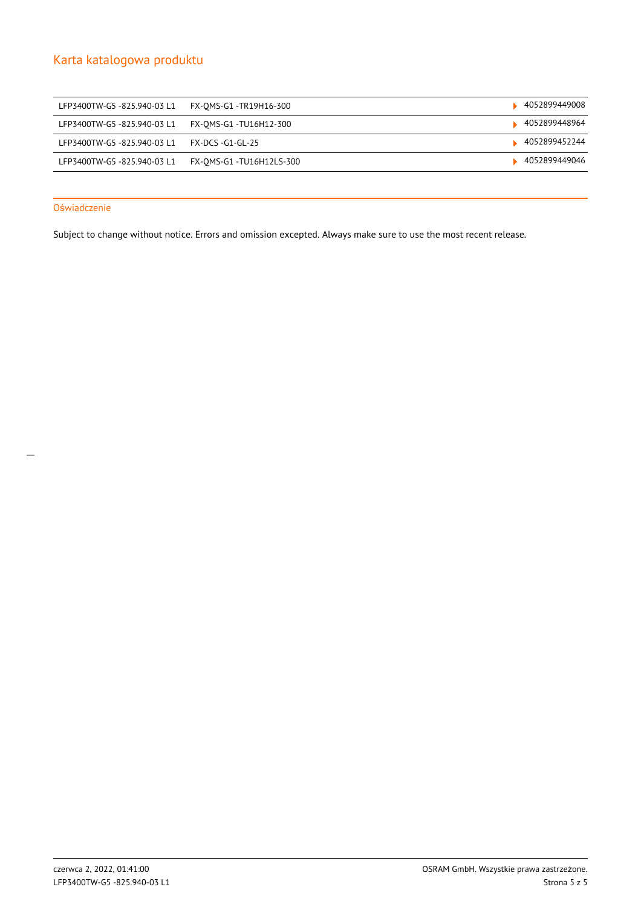## Karta katalogowa produktu

| | | |
|---|---|---|
| LFP3400TW-G5 -825.940-03 L1 | FX-QMS-G1 -TR19H16-300 | 4052899449008 |
| LFP3400TW-G5 -825.940-03 L1 | FX-QMS-G1 -TU16H12-300 | 4052899448964 |
| LFP3400TW-G5 -825.940-03 L1 | FX-DCS -G1-GL-25 | 4052899452244 |
| LFP3400TW-G5 -825.940-03 L1 | FX-QMS-G1 -TU16H12LS-300 | 4052899449046 |

### Oświadczenie

Subject to change without notice. Errors and omission excepted. Always make sure to use the most recent release.

czerwca 2, 2022, 01:41:00
LFP3400TW-G5 -825.940-03 L1

OSRAM GmbH. Wszystkie prawa zastrzeżone.